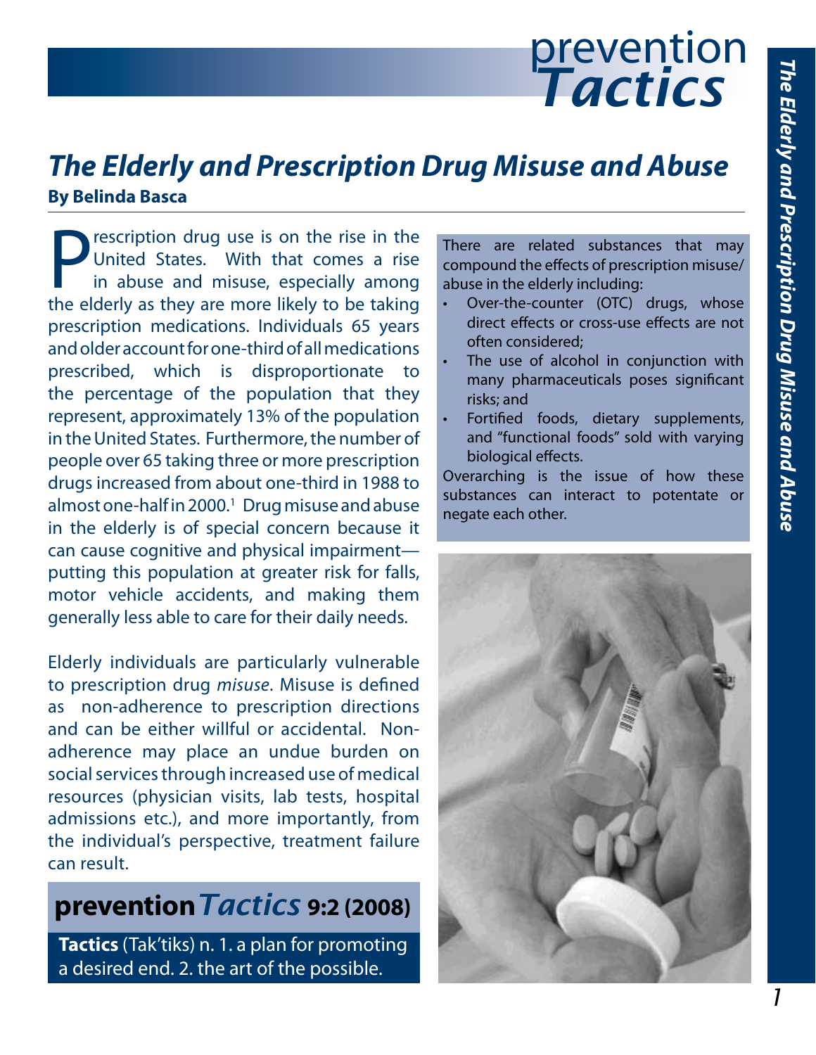# The Elderly and Prescription Drug Misuse and Abuse

**By Belinda Basca**

Prescription drug use is on the rise in the United States. With that comes a rise in abuse and misuse, especially among the elderly as they are more likely to be taking prescription medications. Individuals 65 years and older account for one-third of all medications prescribed, which is disproportionate to the percentage of the population that they represent, approximately 13% of the population in the United States. Furthermore, the number of people over 65 taking three or more prescription drugs increased from about one-third in 1988 to almost one-half in 2000.[1] Drug misuse and abuse in the elderly is of special concern because it can cause cognitive and physical impairment—putting this population at greater risk for falls, motor vehicle accidents, and making them generally less able to care for their daily needs.

Elderly individuals are particularly vulnerable to prescription drug *misuse*. Misuse is defined as non-adherence to prescription directions and can be either willful or accidental. Non-adherence may place an undue burden on social services through increased use of medical resources (physician visits, lab tests, hospital admissions etc.), and more importantly, from the individual's perspective, treatment failure can result.

**prevention*Tactics* 9:2 (2008)**

**Tactics** (Tak'tiks) n. 1. a plan for promoting a desired end. 2. the art of the possible.

There are related substances that may compound the effects of prescription misuse/abuse in the elderly including:

- Over-the-counter (OTC) drugs, whose direct effects or cross-use effects are not often considered;
- The use of alcohol in conjunction with many pharmaceuticals poses significant risks; and
- Fortified foods, dietary supplements, and "functional foods" sold with varying biological effects.

Overarching is the issue of how these substances can interact to potentate or negate each other.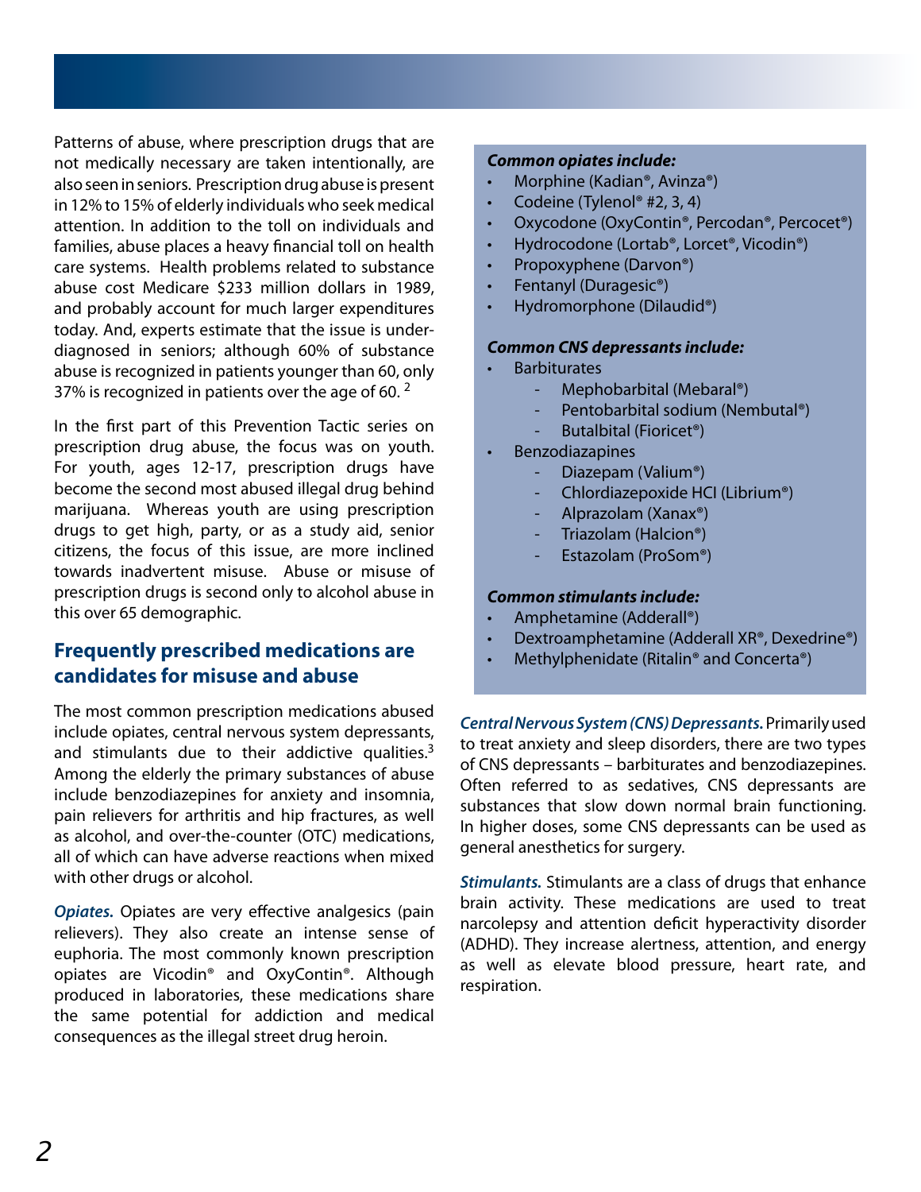Patterns of abuse, where prescription drugs that are not medically necessary are taken intentionally, are also seen in seniors. Prescription drug abuse is present in 12% to 15% of elderly individuals who seek medical attention. In addition to the toll on individuals and families, abuse places a heavy financial toll on health care systems. Health problems related to substance abuse cost Medicare $233 million dollars in 1989, and probably account for much larger expenditures today. And, experts estimate that the issue is under-diagnosed in seniors; although 60% of substance abuse is recognized in patients younger than 60, only 37% is recognized in patients over the age of 60. [2]

In the first part of this Prevention Tactic series on prescription drug abuse, the focus was on youth. For youth, ages 12-17, prescription drugs have become the second most abused illegal drug behind marijuana. Whereas youth are using prescription drugs to get high, party, or as a study aid, senior citizens, the focus of this issue, are more inclined towards inadvertent misuse. Abuse or misuse of prescription drugs is second only to alcohol abuse in this over 65 demographic.

## Frequently prescribed medications are candidates for misuse and abuse

The most common prescription medications abused include opiates, central nervous system depressants, and stimulants due to their addictive qualities.[3] Among the elderly the primary substances of abuse include benzodiazepines for anxiety and insomnia, pain relievers for arthritis and hip fractures, as well as alcohol, and over-the-counter (OTC) medications, all of which can have adverse reactions when mixed with other drugs or alcohol.

***Opiates.*** Opiates are very effective analgesics (pain relievers). They also create an intense sense of euphoria. The most commonly known prescription opiates are Vicodin® and OxyContin®. Although produced in laboratories, these medications share the same potential for addiction and medical consequences as the illegal street drug heroin.

***Common opiates include:***

- Morphine (Kadian®, Avinza®)
- Codeine (Tylenol® #2, 3, 4)
- Oxycodone (OxyContin®, Percodan®, Percocet®)
- Hydrocodone (Lortab®, Lorcet®, Vicodin®)
- Propoxyphene (Darvon®)
- Fentanyl (Duragesic®)
- Hydromorphone (Dilaudid®)

***Common CNS depressants include:***

- Barbiturates
  - Mephobarbital (Mebaral®)
  - Pentobarbital sodium (Nembutal®)
  - Butalbital (Fioricet®)
- Benzodiazapines
  - Diazepam (Valium®)
  - Chlordiazepoxide HCI (Librium®)
  - Alprazolam (Xanax®)
  - Triazolam (Halcion®)
  - Estazolam (ProSom®)

***Common stimulants include:***

- Amphetamine (Adderall®)
- Dextroamphetamine (Adderall XR®, Dexedrine®)
- Methylphenidate (Ritalin® and Concerta®)

***Central Nervous System (CNS) Depressants.*** Primarily used to treat anxiety and sleep disorders, there are two types of CNS depressants – barbiturates and benzodiazepines. Often referred to as sedatives, CNS depressants are substances that slow down normal brain functioning. In higher doses, some CNS depressants can be used as general anesthetics for surgery.

***Stimulants.*** Stimulants are a class of drugs that enhance brain activity. These medications are used to treat narcolepsy and attention deficit hyperactivity disorder (ADHD). They increase alertness, attention, and energy as well as elevate blood pressure, heart rate, and respiration.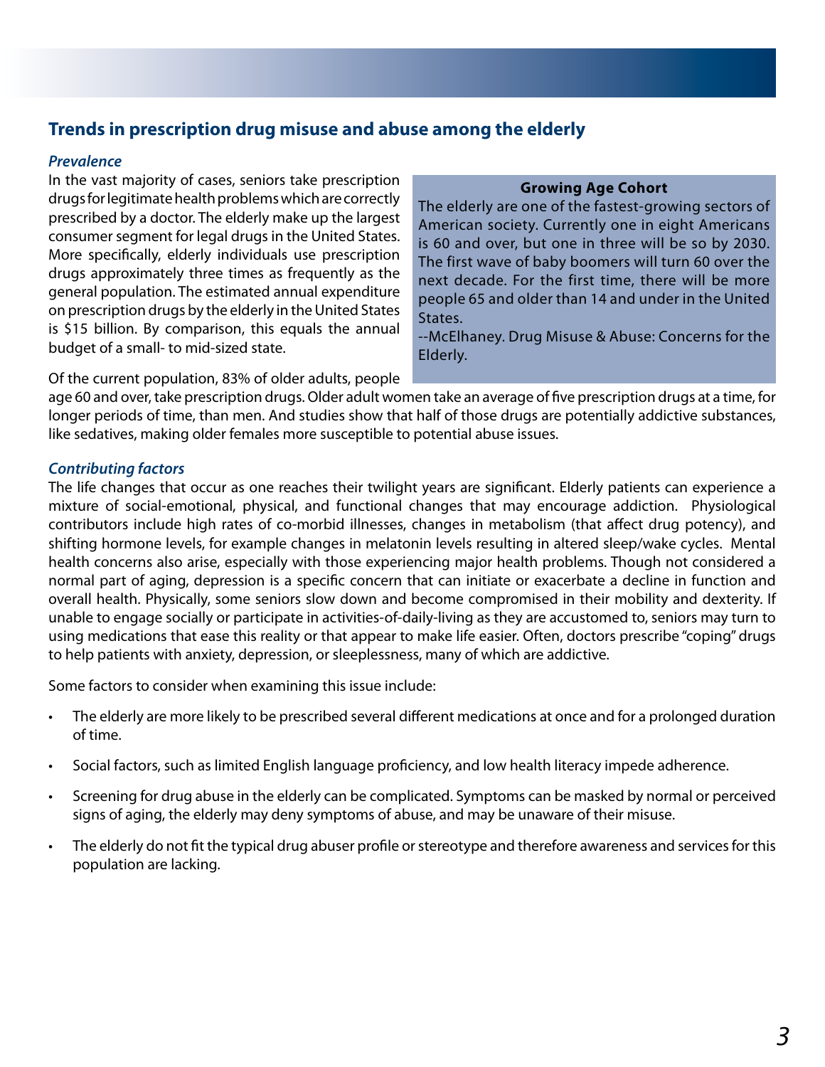## Trends in prescription drug misuse and abuse among the elderly

### *Prevalence*

In the vast majority of cases, seniors take prescription drugs for legitimate health problems which are correctly prescribed by a doctor. The elderly make up the largest consumer segment for legal drugs in the United States. More specifically, elderly individuals use prescription drugs approximately three times as frequently as the general population. The estimated annual expenditure on prescription drugs by the elderly in the United States is $15 billion. By comparison, this equals the annual budget of a small- to mid-sized state.

> **Growing Age Cohort**
>
> The elderly are one of the fastest-growing sectors of American society. Currently one in eight Americans is 60 and over, but one in three will be so by 2030. The first wave of baby boomers will turn 60 over the next decade. For the first time, there will be more people 65 and older than 14 and under in the United States.
>
> --McElhaney. Drug Misuse & Abuse: Concerns for the Elderly.

Of the current population, 83% of older adults, people age 60 and over, take prescription drugs. Older adult women take an average of five prescription drugs at a time, for longer periods of time, than men. And studies show that half of those drugs are potentially addictive substances, like sedatives, making older females more susceptible to potential abuse issues.

### *Contributing factors*

The life changes that occur as one reaches their twilight years are significant. Elderly patients can experience a mixture of social-emotional, physical, and functional changes that may encourage addiction. Physiological contributors include high rates of co-morbid illnesses, changes in metabolism (that affect drug potency), and shifting hormone levels, for example changes in melatonin levels resulting in altered sleep/wake cycles. Mental health concerns also arise, especially with those experiencing major health problems. Though not considered a normal part of aging, depression is a specific concern that can initiate or exacerbate a decline in function and overall health. Physically, some seniors slow down and become compromised in their mobility and dexterity. If unable to engage socially or participate in activities-of-daily-living as they are accustomed to, seniors may turn to using medications that ease this reality or that appear to make life easier. Often, doctors prescribe "coping" drugs to help patients with anxiety, depression, or sleeplessness, many of which are addictive.

Some factors to consider when examining this issue include:

- The elderly are more likely to be prescribed several different medications at once and for a prolonged duration of time.
- Social factors, such as limited English language proficiency, and low health literacy impede adherence.
- Screening for drug abuse in the elderly can be complicated. Symptoms can be masked by normal or perceived signs of aging, the elderly may deny symptoms of abuse, and may be unaware of their misuse.
- The elderly do not fit the typical drug abuser profile or stereotype and therefore awareness and services for this population are lacking.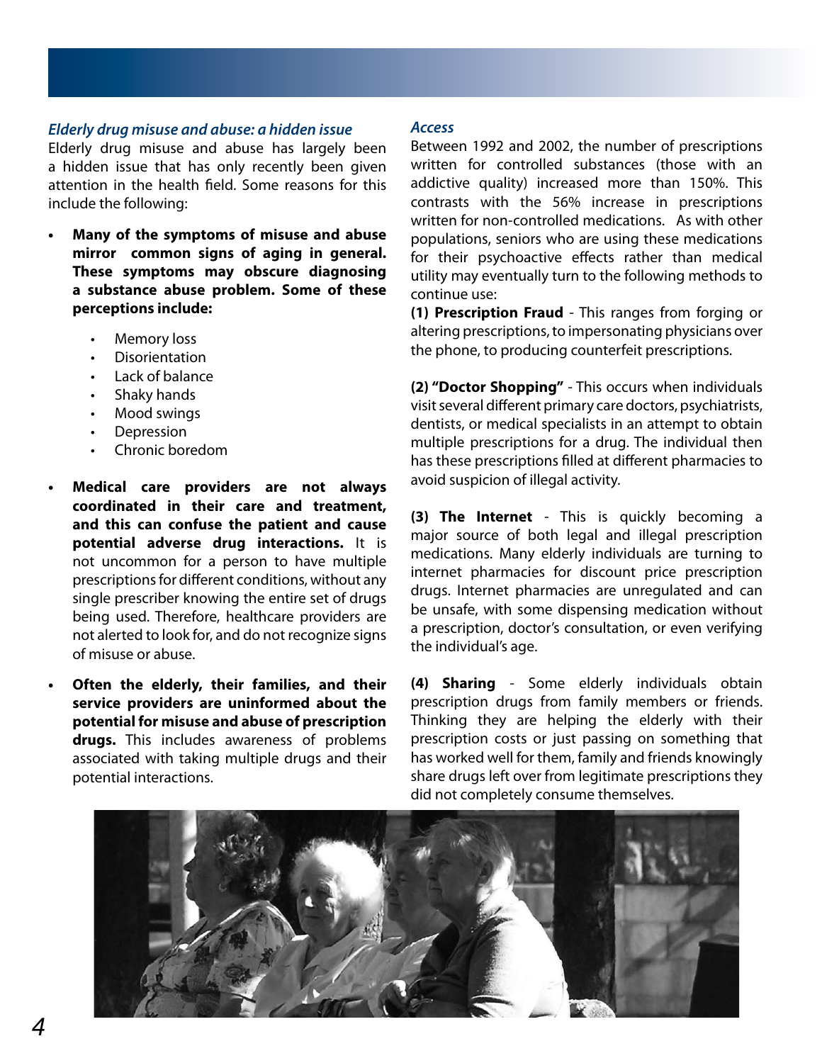### *Elderly drug misuse and abuse: a hidden issue*

Elderly drug misuse and abuse has largely been a hidden issue that has only recently been given attention in the health field. Some reasons for this include the following:

- **Many of the symptoms of misuse and abuse mirror common signs of aging in general. These symptoms may obscure diagnosing a substance abuse problem. Some of these perceptions include:**
  - Memory loss
  - Disorientation
  - Lack of balance
  - Shaky hands
  - Mood swings
  - Depression
  - Chronic boredom
- **Medical care providers are not always coordinated in their care and treatment, and this can confuse the patient and cause potential adverse drug interactions.** It is not uncommon for a person to have multiple prescriptions for different conditions, without any single prescriber knowing the entire set of drugs being used. Therefore, healthcare providers are not alerted to look for, and do not recognize signs of misuse or abuse.
- **Often the elderly, their families, and their service providers are uninformed about the potential for misuse and abuse of prescription drugs.** This includes awareness of problems associated with taking multiple drugs and their potential interactions.

### *Access*

Between 1992 and 2002, the number of prescriptions written for controlled substances (those with an addictive quality) increased more than 150%. This contrasts with the 56% increase in prescriptions written for non-controlled medications. As with other populations, seniors who are using these medications for their psychoactive effects rather than medical utility may eventually turn to the following methods to continue use:

**(1) Prescription Fraud** - This ranges from forging or altering prescriptions, to impersonating physicians over the phone, to producing counterfeit prescriptions.

**(2) "Doctor Shopping"** - This occurs when individuals visit several different primary care doctors, psychiatrists, dentists, or medical specialists in an attempt to obtain multiple prescriptions for a drug. The individual then has these prescriptions filled at different pharmacies to avoid suspicion of illegal activity.

**(3) The Internet** - This is quickly becoming a major source of both legal and illegal prescription medications. Many elderly individuals are turning to internet pharmacies for discount price prescription drugs. Internet pharmacies are unregulated and can be unsafe, with some dispensing medication without a prescription, doctor's consultation, or even verifying the individual's age.

**(4) Sharing** - Some elderly individuals obtain prescription drugs from family members or friends. Thinking they are helping the elderly with their prescription costs or just passing on something that has worked well for them, family and friends knowingly share drugs left over from legitimate prescriptions they did not completely consume themselves.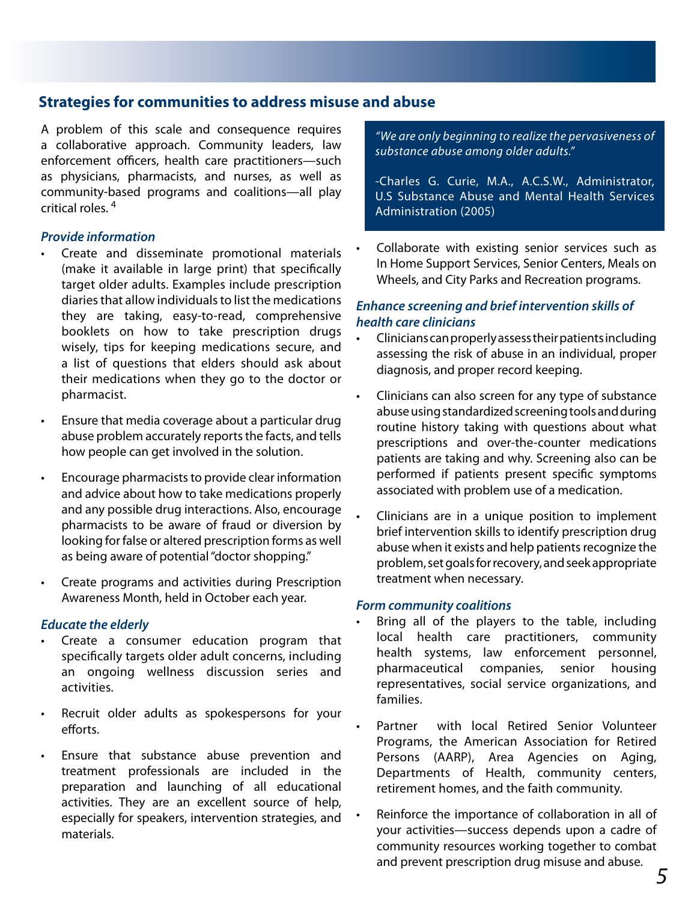## Strategies for communities to address misuse and abuse

A problem of this scale and consequence requires a collaborative approach. Community leaders, law enforcement officers, health care practitioners—such as physicians, pharmacists, and nurses, as well as community-based programs and coalitions—all play critical roles. [4]

### *Provide information*

- Create and disseminate promotional materials (make it available in large print) that specifically target older adults. Examples include prescription diaries that allow individuals to list the medications they are taking, easy-to-read, comprehensive booklets on how to take prescription drugs wisely, tips for keeping medications secure, and a list of questions that elders should ask about their medications when they go to the doctor or pharmacist.
- Ensure that media coverage about a particular drug abuse problem accurately reports the facts, and tells how people can get involved in the solution.
- Encourage pharmacists to provide clear information and advice about how to take medications properly and any possible drug interactions. Also, encourage pharmacists to be aware of fraud or diversion by looking for false or altered prescription forms as well as being aware of potential "doctor shopping."
- Create programs and activities during Prescription Awareness Month, held in October each year.

### *Educate the elderly*

- Create a consumer education program that specifically targets older adult concerns, including an ongoing wellness discussion series and activities.
- Recruit older adults as spokespersons for your efforts.
- Ensure that substance abuse prevention and treatment professionals are included in the preparation and launching of all educational activities. They are an excellent source of help, especially for speakers, intervention strategies, and materials.

> *"We are only beginning to realize the pervasiveness of substance abuse among older adults."*
>
> -Charles G. Curie, M.A., A.C.S.W., Administrator, U.S Substance Abuse and Mental Health Services Administration (2005)

- Collaborate with existing senior services such as In Home Support Services, Senior Centers, Meals on Wheels, and City Parks and Recreation programs.

### *Enhance screening and brief intervention skills of health care clinicians*

- Clinicians can properly assess their patients including assessing the risk of abuse in an individual, proper diagnosis, and proper record keeping.
- Clinicians can also screen for any type of substance abuse using standardized screening tools and during routine history taking with questions about what prescriptions and over-the-counter medications patients are taking and why. Screening also can be performed if patients present specific symptoms associated with problem use of a medication.
- Clinicians are in a unique position to implement brief intervention skills to identify prescription drug abuse when it exists and help patients recognize the problem, set goals for recovery, and seek appropriate treatment when necessary.

### *Form community coalitions*

- Bring all of the players to the table, including local health care practitioners, community health systems, law enforcement personnel, pharmaceutical companies, senior housing representatives, social service organizations, and families.
- Partner with local Retired Senior Volunteer Programs, the American Association for Retired Persons (AARP), Area Agencies on Aging, Departments of Health, community centers, retirement homes, and the faith community.
- Reinforce the importance of collaboration in all of your activities—success depends upon a cadre of community resources working together to combat and prevent prescription drug misuse and abuse.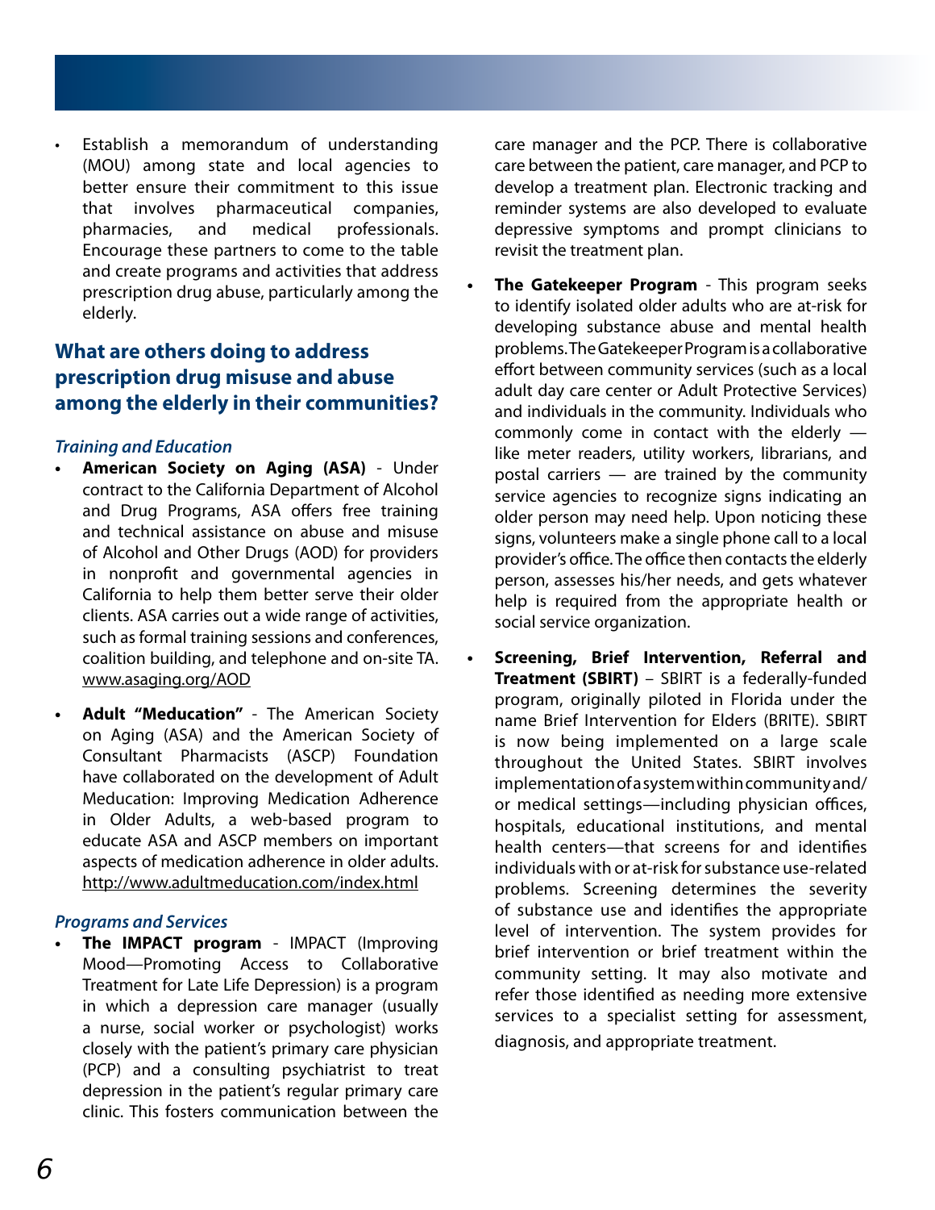- Establish a memorandum of understanding (MOU) among state and local agencies to better ensure their commitment to this issue that involves pharmaceutical companies, pharmacies, and medical professionals. Encourage these partners to come to the table and create programs and activities that address prescription drug abuse, particularly among the elderly.

## What are others doing to address prescription drug misuse and abuse among the elderly in their communities?

### *Training and Education*

- **American Society on Aging (ASA)** - Under contract to the California Department of Alcohol and Drug Programs, ASA offers free training and technical assistance on abuse and misuse of Alcohol and Other Drugs (AOD) for providers in nonprofit and governmental agencies in California to help them better serve their older clients. ASA carries out a wide range of activities, such as formal training sessions and conferences, coalition building, and telephone and on-site TA. www.asaging.org/AOD

- **Adult "Meducation"** - The American Society on Aging (ASA) and the American Society of Consultant Pharmacists (ASCP) Foundation have collaborated on the development of Adult Meducation: Improving Medication Adherence in Older Adults, a web-based program to educate ASA and ASCP members on important aspects of medication adherence in older adults. http://www.adultmeducation.com/index.html

### *Programs and Services*

- **The IMPACT program** - IMPACT (Improving Mood—Promoting Access to Collaborative Treatment for Late Life Depression) is a program in which a depression care manager (usually a nurse, social worker or psychologist) works closely with the patient's primary care physician (PCP) and a consulting psychiatrist to treat depression in the patient's regular primary care clinic. This fosters communication between the care manager and the PCP. There is collaborative care between the patient, care manager, and PCP to develop a treatment plan. Electronic tracking and reminder systems are also developed to evaluate depressive symptoms and prompt clinicians to revisit the treatment plan.

- **The Gatekeeper Program** - This program seeks to identify isolated older adults who are at-risk for developing substance abuse and mental health problems. The Gatekeeper Program is a collaborative effort between community services (such as a local adult day care center or Adult Protective Services) and individuals in the community. Individuals who commonly come in contact with the elderly — like meter readers, utility workers, librarians, and postal carriers — are trained by the community service agencies to recognize signs indicating an older person may need help. Upon noticing these signs, volunteers make a single phone call to a local provider's office. The office then contacts the elderly person, assesses his/her needs, and gets whatever help is required from the appropriate health or social service organization.

- **Screening, Brief Intervention, Referral and Treatment (SBIRT)** – SBIRT is a federally-funded program, originally piloted in Florida under the name Brief Intervention for Elders (BRITE). SBIRT is now being implemented on a large scale throughout the United States. SBIRT involves implementation of a system within community and/or medical settings—including physician offices, hospitals, educational institutions, and mental health centers—that screens for and identifies individuals with or at-risk for substance use-related problems. Screening determines the severity of substance use and identifies the appropriate level of intervention. The system provides for brief intervention or brief treatment within the community setting. It may also motivate and refer those identified as needing more extensive services to a specialist setting for assessment, diagnosis, and appropriate treatment.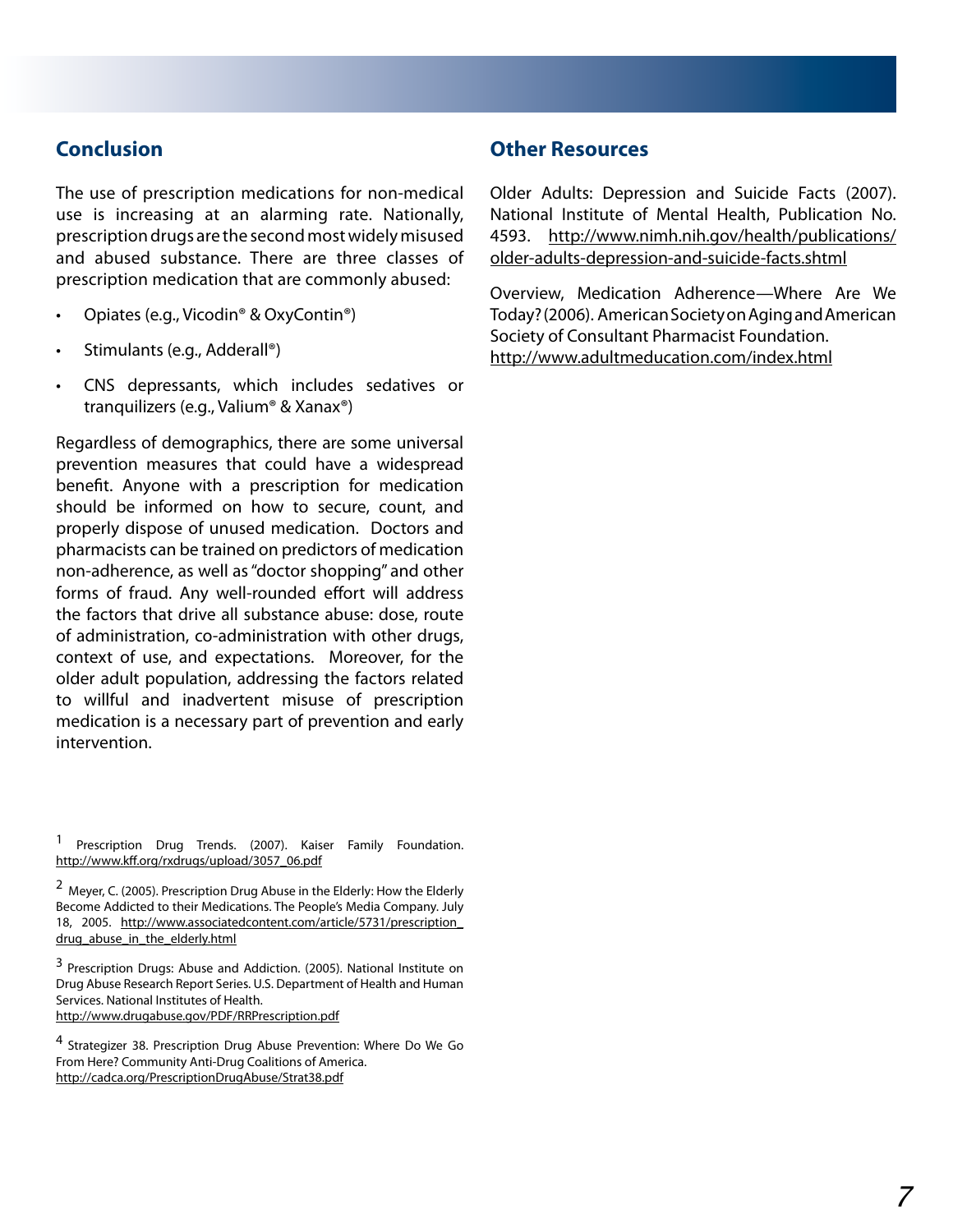## Conclusion

The use of prescription medications for non-medical use is increasing at an alarming rate. Nationally, prescription drugs are the second most widely misused and abused substance. There are three classes of prescription medication that are commonly abused:

- Opiates (e.g., Vicodin® & OxyContin®)
- Stimulants (e.g., Adderall®)
- CNS depressants, which includes sedatives or tranquilizers (e.g., Valium® & Xanax®)

Regardless of demographics, there are some universal prevention measures that could have a widespread benefit. Anyone with a prescription for medication should be informed on how to secure, count, and properly dispose of unused medication. Doctors and pharmacists can be trained on predictors of medication non-adherence, as well as "doctor shopping" and other forms of fraud. Any well-rounded effort will address the factors that drive all substance abuse: dose, route of administration, co-administration with other drugs, context of use, and expectations. Moreover, for the older adult population, addressing the factors related to willful and inadvertent misuse of prescription medication is a necessary part of prevention and early intervention.

[1] Prescription Drug Trends. (2007). Kaiser Family Foundation. http://www.kff.org/rxdrugs/upload/3057_06.pdf

[2] Meyer, C. (2005). Prescription Drug Abuse in the Elderly: How the Elderly Become Addicted to their Medications. The People's Media Company. July 18, 2005. http://www.associatedcontent.com/article/5731/prescription_drug_abuse_in_the_elderly.html

[3] Prescription Drugs: Abuse and Addiction. (2005). National Institute on Drug Abuse Research Report Series. U.S. Department of Health and Human Services. National Institutes of Health. http://www.drugabuse.gov/PDF/RRPrescription.pdf

[4] Strategizer 38. Prescription Drug Abuse Prevention: Where Do We Go From Here? Community Anti-Drug Coalitions of America. http://cadca.org/PrescriptionDrugAbuse/Strat38.pdf

## Other Resources

Older Adults: Depression and Suicide Facts (2007). National Institute of Mental Health, Publication No. 4593. http://www.nimh.nih.gov/health/publications/older-adults-depression-and-suicide-facts.shtml

Overview, Medication Adherence—Where Are We Today? (2006). American Society on Aging and American Society of Consultant Pharmacist Foundation. http://www.adultmeducation.com/index.html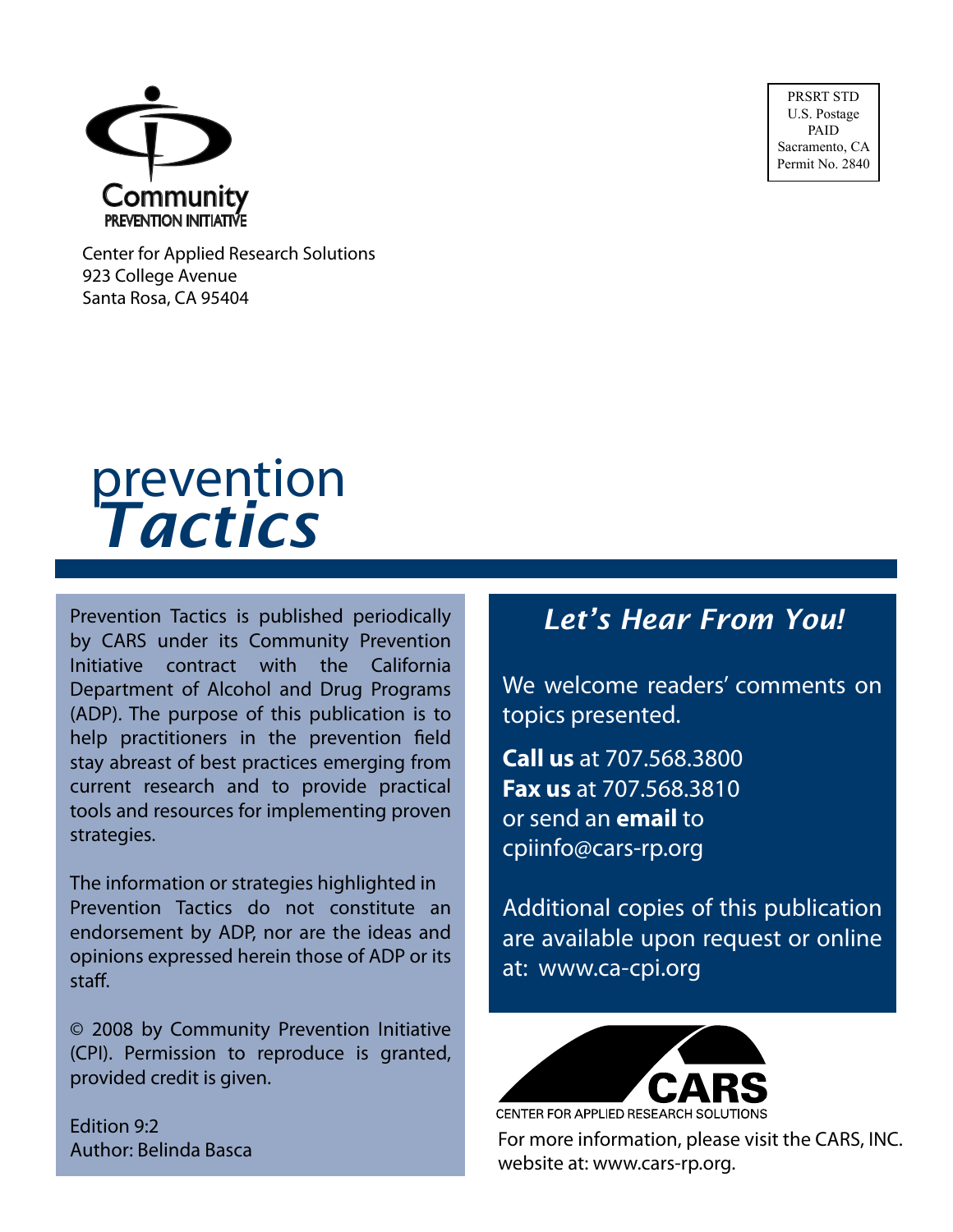Community
PREVENTION INITIATIVE

Center for Applied Research Solutions
923 College Avenue
Santa Rosa, CA 95404

PRSRT STD
U.S. Postage
PAID
Sacramento, CA
Permit No. 2840

# prevention *Tactics*

Prevention Tactics is published periodically by CARS under its Community Prevention Initiative contract with the California Department of Alcohol and Drug Programs (ADP). The purpose of this publication is to help practitioners in the prevention field stay abreast of best practices emerging from current research and to provide practical tools and resources for implementing proven strategies.

The information or strategies highlighted in Prevention Tactics do not constitute an endorsement by ADP, nor are the ideas and opinions expressed herein those of ADP or its staff.

© 2008 by Community Prevention Initiative (CPI). Permission to reproduce is granted, provided credit is given.

Edition 9:2
Author: Belinda Basca

## *Let's Hear From You!*

We welcome readers' comments on topics presented.

**Call us** at 707.568.3800
**Fax us** at 707.568.3810
or send an **email** to
cpiinfo@cars-rp.org

Additional copies of this publication are available upon request or online at: www.ca-cpi.org

CARS
CENTER FOR APPLIED RESEARCH SOLUTIONS

For more information, please visit the CARS, INC. website at: www.cars-rp.org.